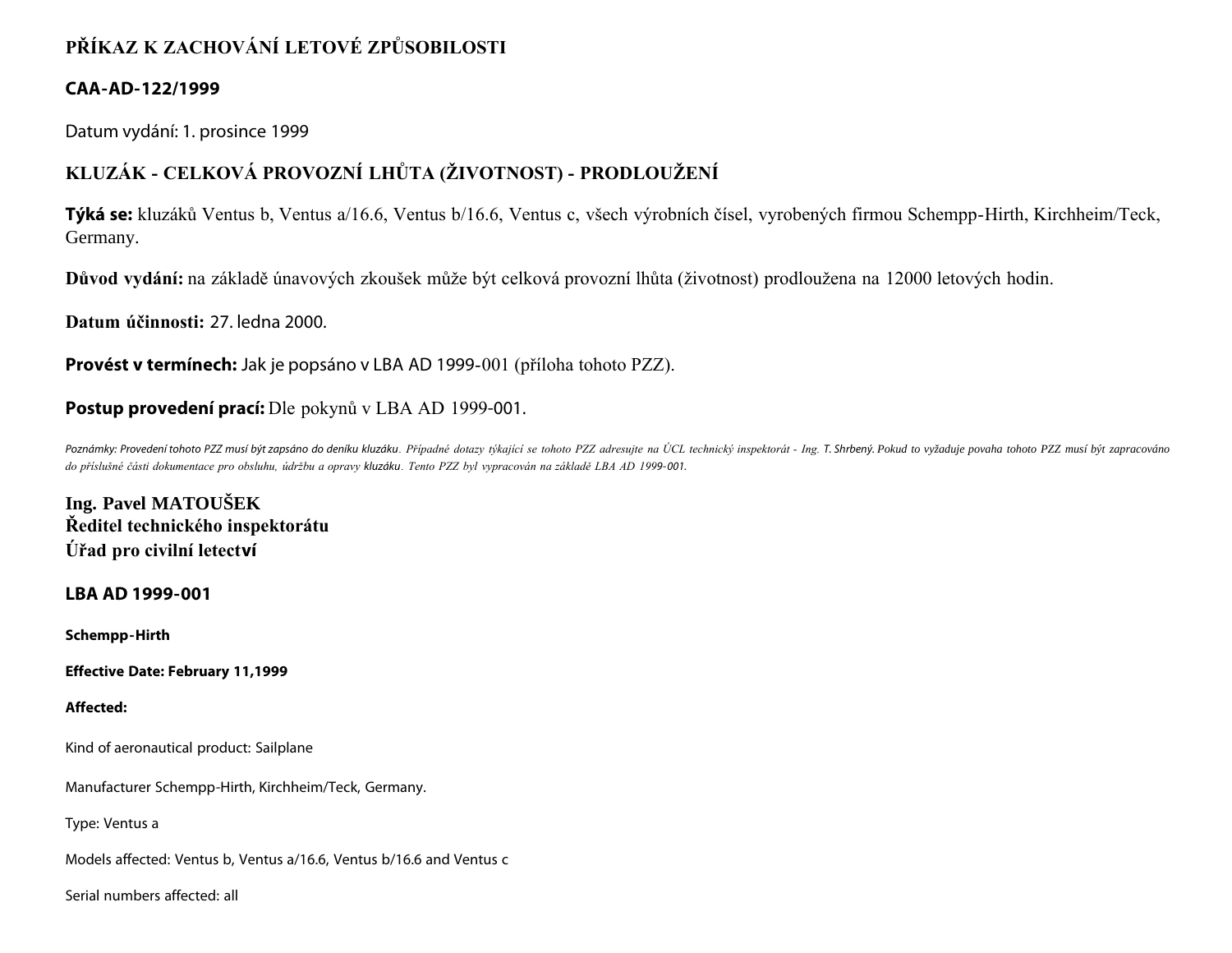# PŘÍKAZ K ZACHOVÁNÍ LETOVÉ ZPŮSOBILOSTI

**CAA-AD-122/1999**

Datum vydání: 1. prosince 1999

## KLUZÁK - CELKOVÁ PROVOZNÍ LHŮTA (ŽIVOTNOST) - PRODLOUŽENÍ

**Týká se:** kluzáků Ventus b, Ventus a/16.6, Ventus b/16.6, Ventus c, všech výrobních čísel, vyrobených firmou Schempp-Hirth, Kirchheim/Teck, Germany.

**Důvod vydání:** na základě únavových zkoušek může být celková provozní lhůta (životnost) prodloužena na 12000 letových hodin.

**Datum účinnosti:** 27. ledna 2000.

**Provést v termínech:** Jak je popsáno v LBA AD 1999-001 (příloha tohoto PZZ).

**Postup provedení prací:** Dle pokynů v LBA AD 1999-001.

*Poznámky: Provedení tohoto PZZ musí být zapsáno do deníku kluzáku. Případné dotazy týkající se tohoto PZZ adresujte na ÚCL technický inspektorát - Ing. T. Shrbený. Pokud to vyžaduje povaha tohoto PZZ musí být zapracováno do příslušné části dokumentace pro obsluhu, údržbu a opravy kluzáku. Tento PZZ byl vypracován na základě LBA AD 1999-001.*

**Ing. Pavel MATOUŠEK**
**Ředitel technického inspektorátu**
**Úřad pro civilní letectví**

**LBA AD 1999-001**

**Schempp-Hirth**

**Effective Date: February 11,1999**

**Affected:**

Kind of aeronautical product: Sailplane

Manufacturer Schempp-Hirth, Kirchheim/Teck, Germany.

Type: Ventus a

Models affected: Ventus b, Ventus a/16.6, Ventus b/16.6 and Ventus c

Serial numbers affected: all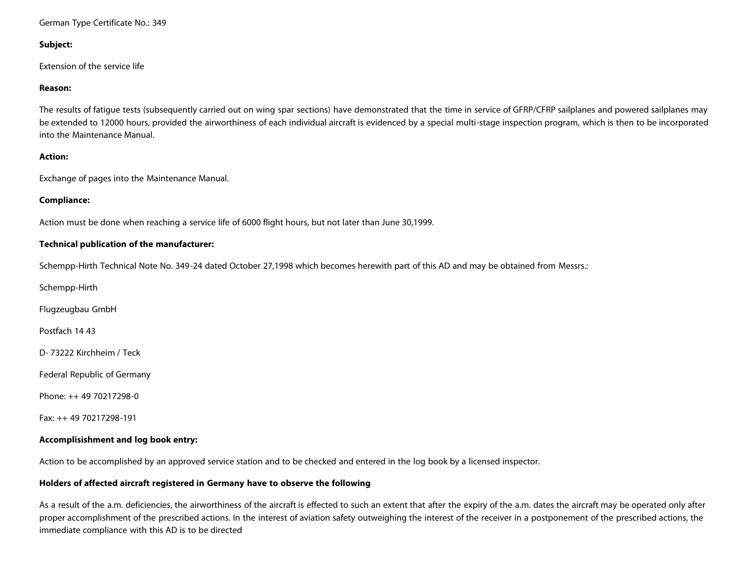German Type Certificate No.: 349

**Subject:**

Extension of the service life

**Reason:**

The results of fatigue tests (subsequently carried out on wing spar sections) have demonstrated that the time in service of GFRP/CFRP sailplanes and powered sailplanes may be extended to 12000 hours, provided the airworthiness of each individual aircraft is evidenced by a special multi-stage inspection program, which is then to be incorporated into the Maintenance Manual.

**Action:**

Exchange of pages into the Maintenance Manual.

**Compliance:**

Action must be done when reaching a service life of 6000 flight hours, but not later than June 30,1999.

**Technical publication of the manufacturer:**

Schempp-Hirth Technical Note No. 349-24 dated October 27,1998 which becomes herewith part of this AD and may be obtained from Messrs.:

Schempp-Hirth

Flugzeugbau GmbH

Postfach 14 43

D- 73222 Kirchheim / Teck

Federal Republic of Germany

Phone: ++ 49 70217298-0

Fax: ++ 49 70217298-191

**Accomplisishment and log book entry:**

Action to be accomplished by an approved service station and to be checked and entered in the log book by a licensed inspector.

**Holders of affected aircraft registered in Germany have to observe the following**

As a result of the a.m. deficiencies, the airworthiness of the aircraft is effected to such an extent that after the expiry of the a.m. dates the aircraft may be operated only after proper accomplishment of the prescribed actions. In the interest of aviation safety outweighing the interest of the receiver in a postponement of the prescribed actions, the immediate compliance with this AD is to be directed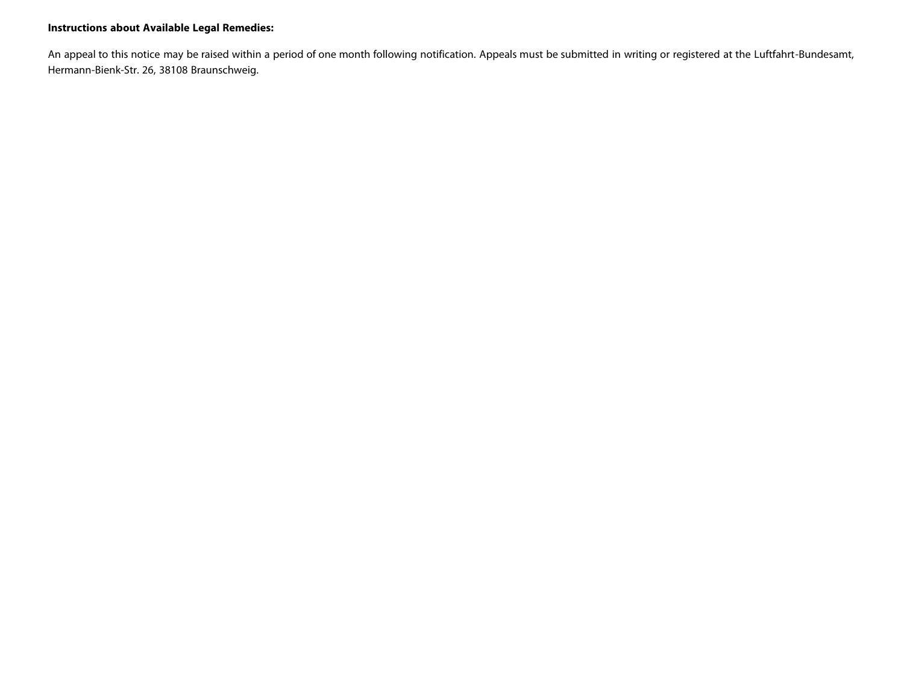**Instructions about Available Legal Remedies:**

An appeal to this notice may be raised within a period of one month following notification. Appeals must be submitted in writing or registered at the Luftfahrt-Bundesamt, Hermann-Bienk-Str. 26, 38108 Braunschweig.